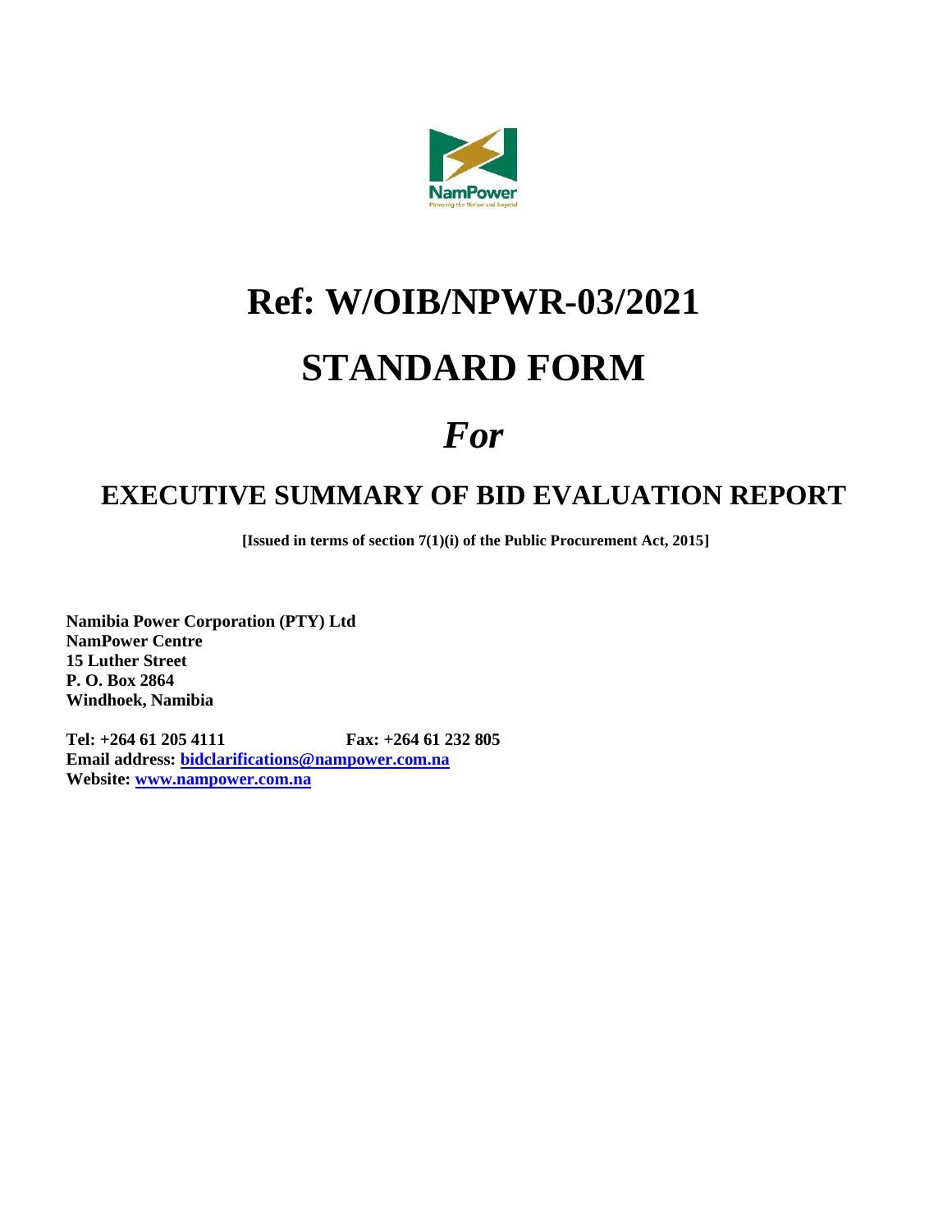# Ref: W/OIB/NPWR-03/2021

# STANDARD FORM

# *For*

## EXECUTIVE SUMMARY OF BID EVALUATION REPORT

**[Issued in terms of section 7(1)(i) of the Public Procurement Act, 2015]**

**Namibia Power Corporation (PTY) Ltd**
**NamPower Centre**
**15 Luther Street**
**P. O. Box 2864**
**Windhoek, Namibia**

**Tel: +264 61 205 4111** **Fax: +264 61 232 805**
**Email address: bidclarifications@nampower.com.na**
**Website: www.nampower.com.na**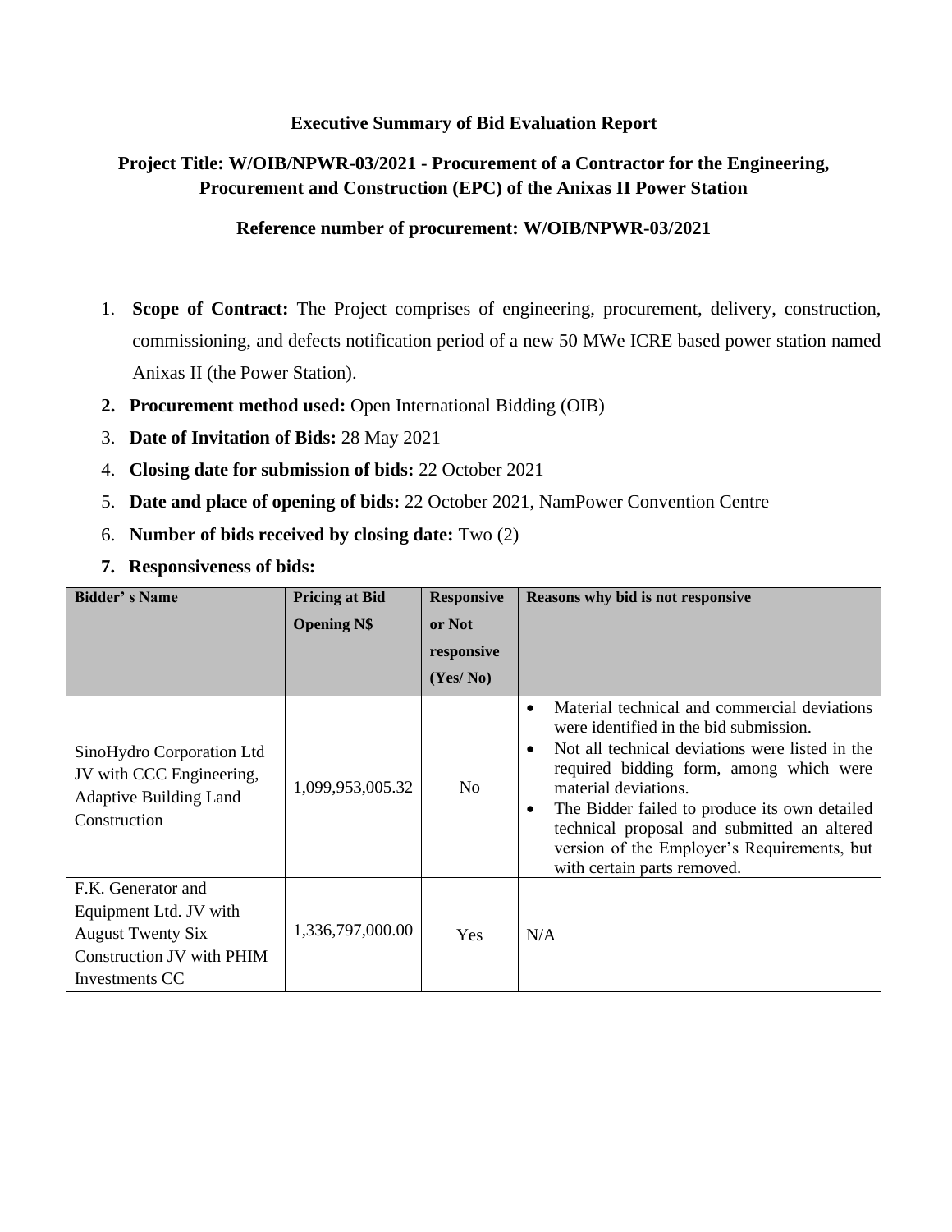**Executive Summary of Bid Evaluation Report**

**Project Title: W/OIB/NPWR-03/2021 - Procurement of a Contractor for the Engineering, Procurement and Construction (EPC) of the Anixas II Power Station**

**Reference number of procurement: W/OIB/NPWR-03/2021**

1. **Scope of Contract:** The Project comprises of engineering, procurement, delivery, construction, commissioning, and defects notification period of a new 50 MWe ICRE based power station named Anixas II (the Power Station).
2. **Procurement method used:** Open International Bidding (OIB)
3. **Date of Invitation of Bids:** 28 May 2021
4. **Closing date for submission of bids:** 22 October 2021
5. **Date and place of opening of bids:** 22 October 2021, NamPower Convention Centre
6. **Number of bids received by closing date:** Two (2)
7. **Responsiveness of bids:**

| Bidder' s Name | Pricing at Bid Opening N$ | Responsive or Not responsive (Yes/ No) | Reasons why bid is not responsive |
|---|---|---|---|
| SinoHydro Corporation Ltd JV with CCC Engineering, Adaptive Building Land Construction | 1,099,953,005.32 | No | • Material technical and commercial deviations were identified in the bid submission.<br>• Not all technical deviations were listed in the required bidding form, among which were material deviations.<br>• The Bidder failed to produce its own detailed technical proposal and submitted an altered version of the Employer's Requirements, but with certain parts removed. |
| F.K. Generator and Equipment Ltd. JV with August Twenty Six Construction JV with PHIM Investments CC | 1,336,797,000.00 | Yes | N/A |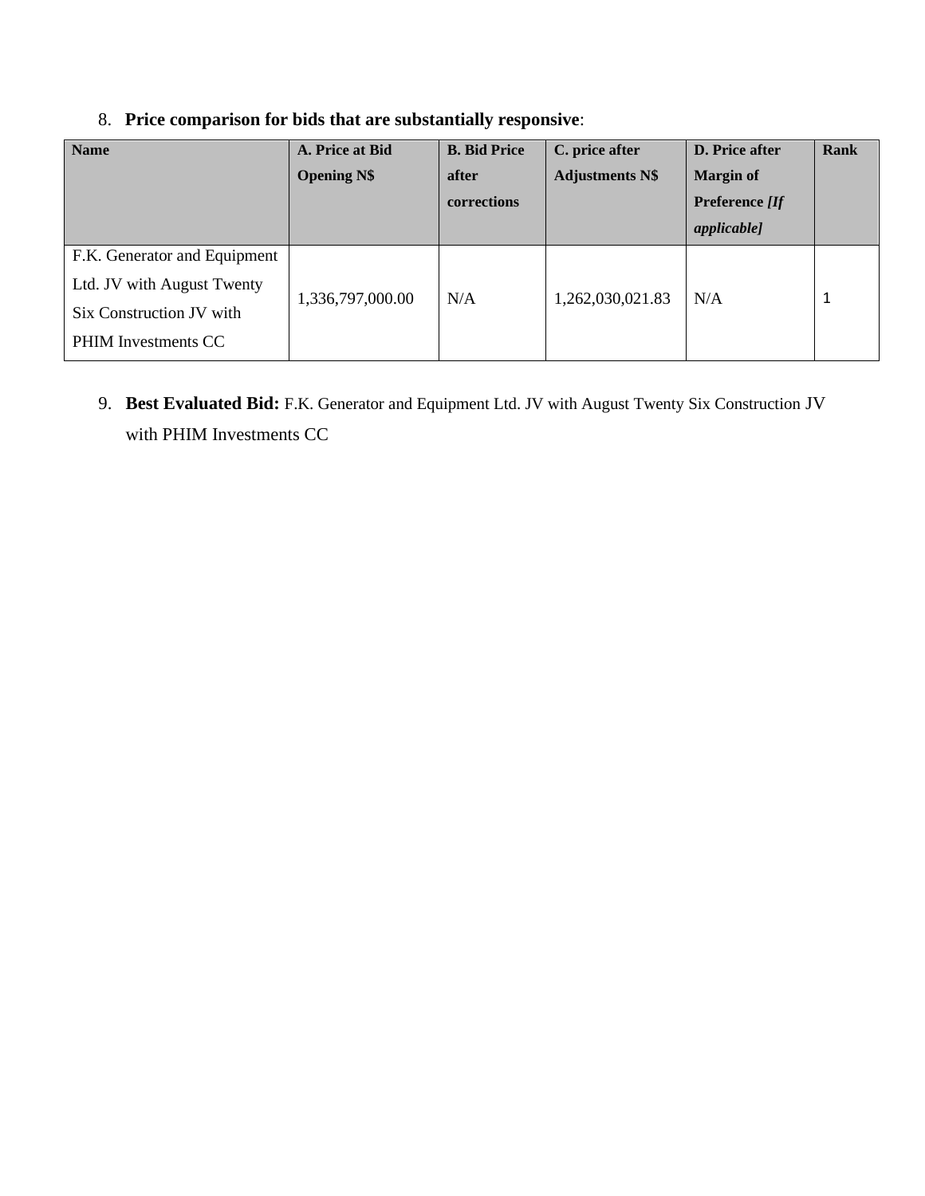8. **Price comparison for bids that are substantially responsive**:

| Name | A. Price at Bid Opening N$ | B. Bid Price after corrections | C. price after Adjustments N$ | D. Price after Margin of Preference *[If applicable]* | Rank |
|---|---|---|---|---|---|
| F.K. Generator and Equipment Ltd. JV with August Twenty Six Construction JV with PHIM Investments CC | 1,336,797,000.00 | N/A | 1,262,030,021.83 | N/A | 1 |

9. **Best Evaluated Bid:** F.K. Generator and Equipment Ltd. JV with August Twenty Six Construction JV with PHIM Investments CC